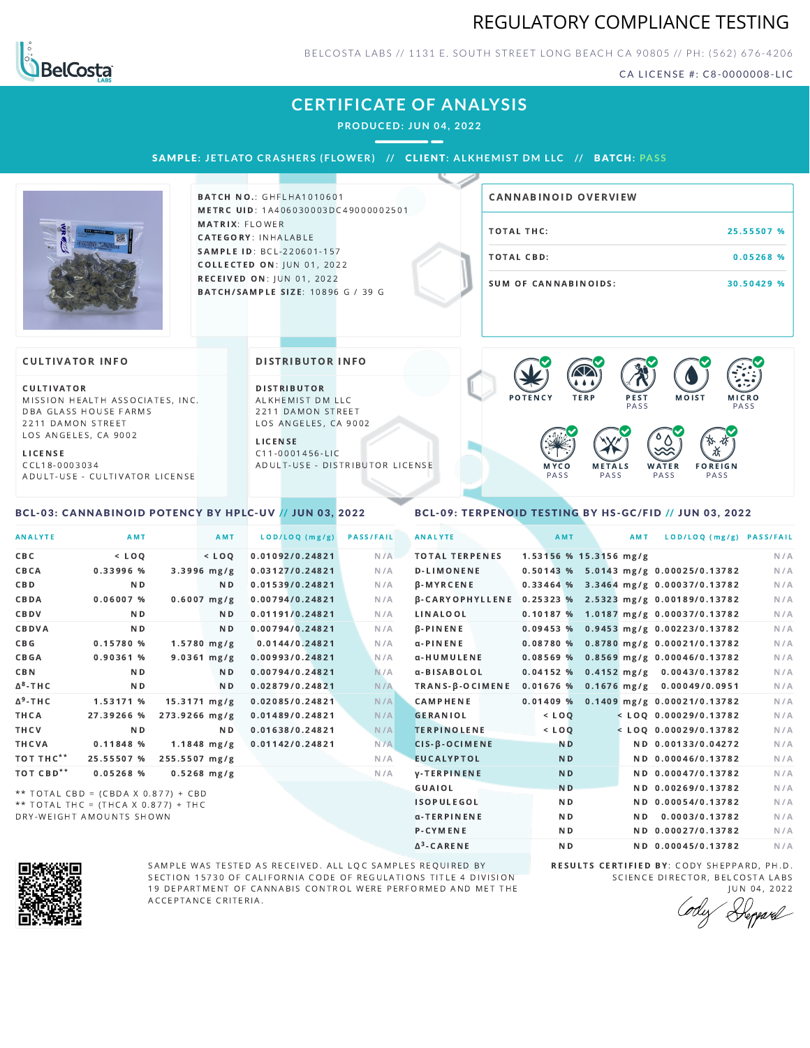# REGULATORY COMPLIANCE TESTING

BELCOSTA LABS // 1131 E. SOUTH STREET LONG BEACH CA 90805 // PH: (562) 676-4206

CA LICENSE #: C8-0000008-LIC

## CERTIFICATE OF ANALYSIS

**PRODUCED: JUN 04, 2022**

**SAMPLE:** JETLATO CRASHERS (FLOWER) // **CLIENT:** ALKHEMIST DM LLC // **BATCH:** PASS

**BATCH NO.:** GHFLHA1010601
**METRC UID:** 1A406030003DC49000002501
**MATRIX:** FLOWER
**CATEGORY:** INHALABLE
**SAMPLE ID:** BCL-220601-157
**COLLECTED ON:** JUN 01, 2022
**RECEIVED ON:** JUN 01, 2022
**BATCH/SAMPLE SIZE:** 10896 G / 39 G

### CANNABINOID OVERVIEW

| | |
|---|---|
| TOTAL THC: | 25.55507 % |
| TOTAL CBD: | 0.05268 % |
| SUM OF CANNABINOIDS: | 30.50429 % |

### CULTIVATOR INFO

**CULTIVATOR**
MISSION HEALTH ASSOCIATES, INC.
DBA GLASS HOUSE FARMS
2211 DAMON STREET
LOS ANGELES, CA 9002

**LICENSE**
CCL18-0003034
ADULT-USE - CULTIVATOR LICENSE

### DISTRIBUTOR INFO

**DISTRIBUTOR**
ALKHEMIST DM LLC
2211 DAMON STREET
LOS ANGELES, CA 9002

**LICENSE**
C11-0001456-LIC
ADULT-USE - DISTRIBUTOR LICENSE

POTENCY | TERP | PEST PASS | MOIST | MICRO PASS | MYCO PASS | METALS PASS | WATER PASS | FOREIGN PASS

### BCL-03: CANNABINOID POTENCY BY HPLC-UV // JUN 03, 2022

| ANALYTE | AMT | AMT | LOD/LOQ (mg/g) | PASS/FAIL |
|---|---|---|---|---|
| CBC | < LOQ | < LOQ | 0.01092/0.24821 | N/A |
| CBCA | 0.33996 % | 3.3996 mg/g | 0.03127/0.24821 | N/A |
| CBD | ND | ND | 0.01539/0.24821 | N/A |
| CBDA | 0.06007 % | 0.6007 mg/g | 0.00794/0.24821 | N/A |
| CBDV | ND | ND | 0.01191/0.24821 | N/A |
| CBDVA | ND | ND | 0.00794/0.24821 | N/A |
| CBG | 0.15780 % | 1.5780 mg/g | 0.0144/0.24821 | N/A |
| CBGA | 0.90361 % | 9.0361 mg/g | 0.00993/0.24821 | N/A |
| CBN | ND | ND | 0.00794/0.24821 | N/A |
| Δ8-THC | ND | ND | 0.02879/0.24821 | N/A |
| Δ9-THC | 1.53171 % | 15.3171 mg/g | 0.02085/0.24821 | N/A |
| THCA | 27.39266 % | 273.9266 mg/g | 0.01489/0.24821 | N/A |
| THCV | ND | ND | 0.01638/0.24821 | N/A |
| THCVA | 0.11848 % | 1.1848 mg/g | 0.01142/0.24821 | N/A |
| TOT THC** | 25.55507 % | 255.5507 mg/g | | N/A |
| TOT CBD** | 0.05268 % | 0.5268 mg/g | | N/A |

** TOTAL CBD = (CBDA X 0.877) + CBD
** TOTAL THC = (THCA X 0.877) + THC
DRY-WEIGHT AMOUNTS SHOWN

### BCL-09: TERPENOID TESTING BY HS-GC/FID // JUN 03, 2022

| ANALYTE | AMT | AMT | LOD/LOQ (mg/g) | PASS/FAIL |
|---|---|---|---|---|
| TOTAL TERPENES | 1.53156 % | 15.3156 mg/g | | N/A |
| D-LIMONENE | 0.50143 % | 5.0143 mg/g | 0.00025/0.13782 | N/A |
| β-MYRCENE | 0.33464 % | 3.3464 mg/g | 0.00037/0.13782 | N/A |
| β-CARYOPHYLLENE | 0.25323 % | 2.5323 mg/g | 0.00189/0.13782 | N/A |
| LINALOOL | 0.10187 % | 1.0187 mg/g | 0.00037/0.13782 | N/A |
| β-PINENE | 0.09453 % | 0.9453 mg/g | 0.00223/0.13782 | N/A |
| α-PINENE | 0.08780 % | 0.8780 mg/g | 0.00021/0.13782 | N/A |
| α-HUMULENE | 0.08569 % | 0.8569 mg/g | 0.00046/0.13782 | N/A |
| α-BISABOLOL | 0.04152 % | 0.4152 mg/g | 0.0043/0.13782 | N/A |
| TRANS-β-OCIMENE | 0.01676 % | 0.1676 mg/g | 0.00049/0.0951 | N/A |
| CAMPHENE | 0.01409 % | 0.1409 mg/g | 0.00021/0.13782 | N/A |
| GERANIOL | < LOQ | < LOQ | 0.00029/0.13782 | N/A |
| TERPINOLENE | < LOQ | < LOQ | 0.00029/0.13782 | N/A |
| CIS-β-OCIMENE | ND | ND | 0.00133/0.04272 | N/A |
| EUCALYPTOL | ND | ND | 0.00046/0.13782 | N/A |
| γ-TERPINENE | ND | ND | 0.00047/0.13782 | N/A |
| GUAIOL | ND | ND | 0.00269/0.13782 | N/A |
| ISOPULEGOL | ND | ND | 0.00054/0.13782 | N/A |
| α-TERPINENE | ND | ND | 0.0003/0.13782 | N/A |
| P-CYMENE | ND | ND | 0.00027/0.13782 | N/A |
| Δ3-CARENE | ND | ND | 0.00045/0.13782 | N/A |

SAMPLE WAS TESTED AS RECEIVED. ALL LQC SAMPLES REQUIRED BY SECTION 15730 OF CALIFORNIA CODE OF REGULATIONS TITLE 4 DIVISION 19 DEPARTMENT OF CANNABIS CONTROL WERE PERFORMED AND MET THE ACCEPTANCE CRITERIA.

**RESULTS CERTIFIED BY:** CODY SHEPPARD, PH.D.
SCIENCE DIRECTOR, BELCOSTA LABS
JUN 04, 2022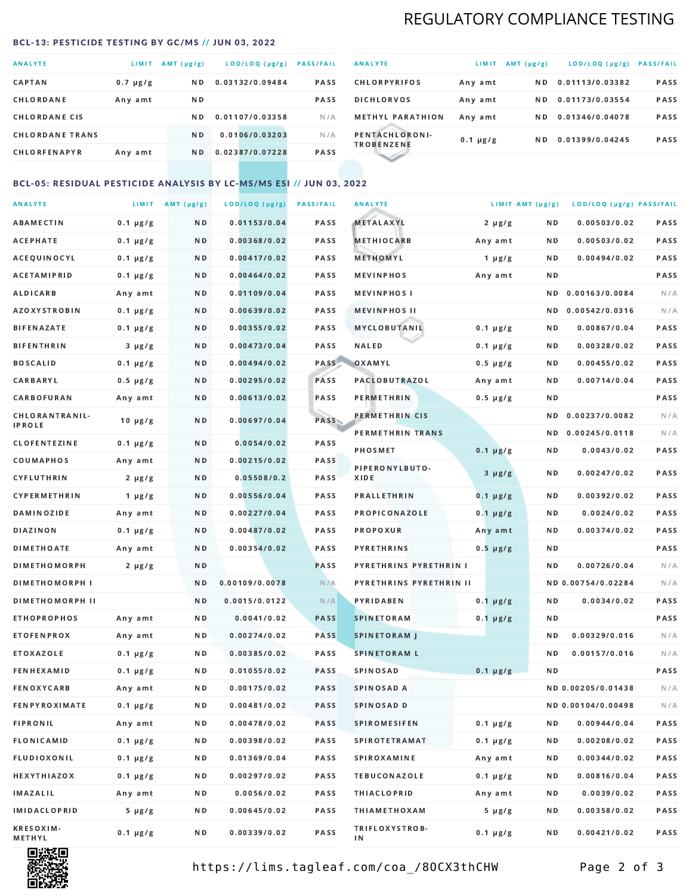## REGULATORY COMPLIANCE TESTING

### BCL-13: PESTICIDE TESTING BY GC/MS // JUN 03, 2022

| ANALYTE | LIMIT | AMT (μg/g) | LOD/LOQ (μg/g) | PASS/FAIL |
|---|---|---|---|---|
| CAPTAN | 0.7 μg/g | ND | 0.03132/0.09484 | PASS |
| CHLORDANE | Any amt | ND | | PASS |
| CHLORDANE CIS | | ND | 0.01107/0.03358 | N/A |
| CHLORDANE TRANS | | ND | 0.0106/0.03203 | N/A |
| CHLORFENAPYR | Any amt | ND | 0.02387/0.07228 | PASS |
| CHLORPYRIFOS | Any amt | ND | 0.01113/0.03382 | PASS |
| DICHLORVOS | Any amt | ND | 0.01173/0.03554 | PASS |
| METHYL PARATHION | Any amt | ND | 0.01346/0.04078 | PASS |
| PENTACHLORONITROBENZENE | 0.1 μg/g | ND | 0.01399/0.04245 | PASS |

### BCL-05: RESIDUAL PESTICIDE ANALYSIS BY LC-MS/MS ESI // JUN 03, 2022

| ANALYTE | LIMIT | AMT (μg/g) | LOD/LOQ (μg/g) | PASS/FAIL |
|---|---|---|---|---|
| ABAMECTIN | 0.1 μg/g | ND | 0.01153/0.04 | PASS |
| ACEPHATE | 0.1 μg/g | ND | 0.00368/0.02 | PASS |
| ACEQUINOCYL | 0.1 μg/g | ND | 0.00417/0.02 | PASS |
| ACETAMIPRID | 0.1 μg/g | ND | 0.00464/0.02 | PASS |
| ALDICARB | Any amt | ND | 0.01109/0.04 | PASS |
| AZOXYSTROBIN | 0.1 μg/g | ND | 0.00639/0.02 | PASS |
| BIFENAZATE | 0.1 μg/g | ND | 0.00355/0.02 | PASS |
| BIFENTHRIN | 3 μg/g | ND | 0.00473/0.04 | PASS |
| BOSCALID | 0.1 μg/g | ND | 0.00494/0.02 | PASS |
| CARBARYL | 0.5 μg/g | ND | 0.00295/0.02 | PASS |
| CARBOFURAN | Any amt | ND | 0.00613/0.02 | PASS |
| CHLORANTRANILIPROLE | 10 μg/g | ND | 0.00697/0.04 | PASS |
| CLOFENTEZINE | 0.1 μg/g | ND | 0.0054/0.02 | PASS |
| COUMAPHOS | Any amt | ND | 0.00215/0.02 | PASS |
| CYFLUTHRIN | 2 μg/g | ND | 0.05508/0.2 | PASS |
| CYPERMETHRIN | 1 μg/g | ND | 0.00556/0.04 | PASS |
| DAMINOZIDE | Any amt | ND | 0.00227/0.04 | PASS |
| DIAZINON | 0.1 μg/g | ND | 0.00487/0.02 | PASS |
| DIMETHOATE | Any amt | ND | 0.00354/0.02 | PASS |
| DIMETHOMORPH | 2 μg/g | ND | | PASS |
| DIMETHOMORPH I | | ND | 0.00109/0.0078 | N/A |
| DIMETHOMORPH II | | ND | 0.0015/0.0122 | N/A |
| ETHOPROPHOS | Any amt | ND | 0.0041/0.02 | PASS |
| ETOFENPROX | Any amt | ND | 0.00274/0.02 | PASS |
| ETOXAZOLE | 0.1 μg/g | ND | 0.00385/0.02 | PASS |
| FENHEXAMID | 0.1 μg/g | ND | 0.01055/0.02 | PASS |
| FENOXYCARB | Any amt | ND | 0.00175/0.02 | PASS |
| FENPYROXIMATE | 0.1 μg/g | ND | 0.00481/0.02 | PASS |
| FIPRONIL | Any amt | ND | 0.00478/0.02 | PASS |
| FLONICAMID | 0.1 μg/g | ND | 0.00398/0.02 | PASS |
| FLUDIOXONIL | 0.1 μg/g | ND | 0.01369/0.04 | PASS |
| HEXYTHIAZOX | 0.1 μg/g | ND | 0.00297/0.02 | PASS |
| IMAZALIL | Any amt | ND | 0.0056/0.02 | PASS |
| IMIDACLOPRID | 5 μg/g | ND | 0.00645/0.02 | PASS |
| KRESOXIM-METHYL | 0.1 μg/g | ND | 0.00339/0.02 | PASS |
| METALAXYL | 2 μg/g | ND | 0.00503/0.02 | PASS |
| METHIOCARB | Any amt | ND | 0.00503/0.02 | PASS |
| METHOMYL | 1 μg/g | ND | 0.00494/0.02 | PASS |
| MEVINPHOS | Any amt | ND | | PASS |
| MEVINPHOS I | | ND | 0.00163/0.0084 | N/A |
| MEVINPHOS II | | ND | 0.00542/0.0316 | N/A |
| MYCLOBUTANIL | 0.1 μg/g | ND | 0.00867/0.04 | PASS |
| NALED | 0.1 μg/g | ND | 0.00328/0.02 | PASS |
| OXAMYL | 0.5 μg/g | ND | 0.00455/0.02 | PASS |
| PACLOBUTRAZOL | Any amt | ND | 0.00714/0.04 | PASS |
| PERMETHRIN | 0.5 μg/g | ND | | PASS |
| PERMETHRIN CIS | | ND | 0.00237/0.0082 | N/A |
| PERMETHRIN TRANS | | ND | 0.00245/0.0118 | N/A |
| PHOSMET | 0.1 μg/g | ND | 0.0043/0.02 | PASS |
| PIPERONYLBUTOXIDE | 3 μg/g | ND | 0.00247/0.02 | PASS |
| PRALLETHRIN | 0.1 μg/g | ND | 0.00392/0.02 | PASS |
| PROPICONAZOLE | 0.1 μg/g | ND | 0.0024/0.02 | PASS |
| PROPOXUR | Any amt | ND | 0.00374/0.02 | PASS |
| PYRETHRINS | 0.5 μg/g | ND | | PASS |
| PYRETHRINS PYRETHRIN I | | ND | 0.00726/0.04 | N/A |
| PYRETHRINS PYRETHRIN II | | ND | 0.00754/0.02284 | N/A |
| PYRIDABEN | 0.1 μg/g | ND | 0.0034/0.02 | PASS |
| SPINETORAM | 0.1 μg/g | ND | | PASS |
| SPINETORAM J | | ND | 0.00329/0.016 | N/A |
| SPINETORAM L | | ND | 0.00157/0.016 | N/A |
| SPINOSAD | 0.1 μg/g | ND | | PASS |
| SPINOSAD A | | ND | 0.00205/0.01438 | N/A |
| SPINOSAD D | | ND | 0.00104/0.00498 | N/A |
| SPIROMESIFEN | 0.1 μg/g | ND | 0.00944/0.04 | PASS |
| SPIROTETRAMAT | 0.1 μg/g | ND | 0.00208/0.02 | PASS |
| SPIROXAMINE | Any amt | ND | 0.00344/0.02 | PASS |
| TEBUCONAZOLE | 0.1 μg/g | ND | 0.00816/0.04 | PASS |
| THIACLOPRID | Any amt | ND | 0.0039/0.02 | PASS |
| THIAMETHOXAM | 5 μg/g | ND | 0.00358/0.02 | PASS |
| TRIFLOXYSTROBIN | 0.1 μg/g | ND | 0.00421/0.02 | PASS |

https://lims.tagleaf.com/coa_/8OCX3thCHW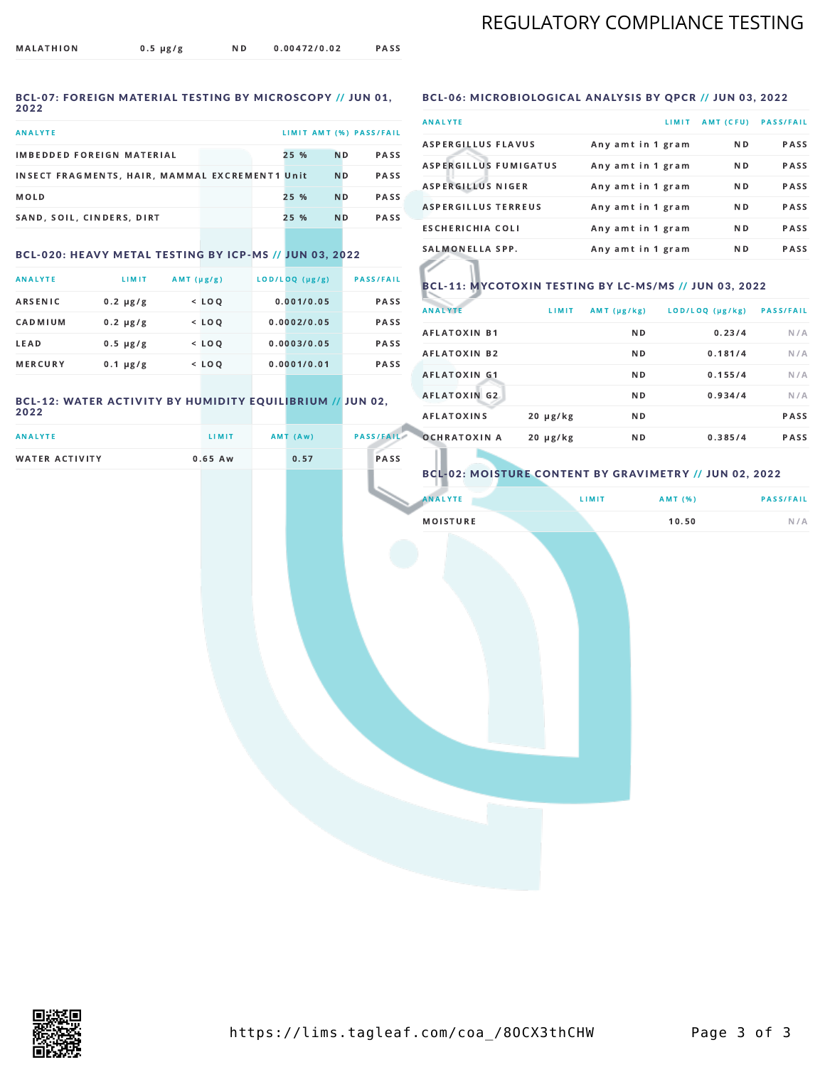# REGULATORY COMPLIANCE TESTING

| | | | | |
|---|---|---|---|---|
| MALATHION | 0.5 µg/g | ND | 0.00472/0.02 | PASS |

## BCL-07: FOREIGN MATERIAL TESTING BY MICROSCOPY // JUN 01, 2022

| ANALYTE | LIMIT | AMT (%) | PASS/FAIL |
|---|---|---|---|
| IMBEDDED FOREIGN MATERIAL | 25 % | ND | PASS |
| INSECT FRAGMENTS, HAIR, MAMMAL EXCREMENT | 1 Unit | ND | PASS |
| MOLD | 25 % | ND | PASS |
| SAND, SOIL, CINDERS, DIRT | 25 % | ND | PASS |

## BCL-020: HEAVY METAL TESTING BY ICP-MS // JUN 03, 2022

| ANALYTE | LIMIT | AMT (µg/g) | LOD/LOQ (µg/g) | PASS/FAIL |
|---|---|---|---|---|
| ARSENIC | 0.2 µg/g | < LOQ | 0.001/0.05 | PASS |
| CADMIUM | 0.2 µg/g | < LOQ | 0.0002/0.05 | PASS |
| LEAD | 0.5 µg/g | < LOQ | 0.0003/0.05 | PASS |
| MERCURY | 0.1 µg/g | < LOQ | 0.0001/0.01 | PASS |

## BCL-12: WATER ACTIVITY BY HUMIDITY EQUILIBRIUM // JUN 02, 2022

| ANALYTE | LIMIT | AMT (Aw) | PASS/FAIL |
|---|---|---|---|
| WATER ACTIVITY | 0.65 Aw | 0.57 | PASS |

## BCL-06: MICROBIOLOGICAL ANALYSIS BY QPCR // JUN 03, 2022

| ANALYTE | LIMIT | AMT (CFU) | PASS/FAIL |
|---|---|---|---|
| ASPERGILLUS FLAVUS | Any amt in 1 gram | ND | PASS |
| ASPERGILLUS FUMIGATUS | Any amt in 1 gram | ND | PASS |
| ASPERGILLUS NIGER | Any amt in 1 gram | ND | PASS |
| ASPERGILLUS TERREUS | Any amt in 1 gram | ND | PASS |
| ESCHERICHIA COLI | Any amt in 1 gram | ND | PASS |
| SALMONELLA SPP. | Any amt in 1 gram | ND | PASS |

## BCL-11: MYCOTOXIN TESTING BY LC-MS/MS // JUN 03, 2022

| ANALYTE | LIMIT | AMT (µg/kg) | LOD/LOQ (µg/kg) | PASS/FAIL |
|---|---|---|---|---|
| AFLATOXIN B1 | | ND | 0.23/4 | N/A |
| AFLATOXIN B2 | | ND | 0.181/4 | N/A |
| AFLATOXIN G1 | | ND | 0.155/4 | N/A |
| AFLATOXIN G2 | | ND | 0.934/4 | N/A |
| AFLATOXINS | 20 µg/kg | ND | | PASS |
| OCHRATOXIN A | 20 µg/kg | ND | 0.385/4 | PASS |

## BCL-02: MOISTURE CONTENT BY GRAVIMETRY // JUN 02, 2022

| ANALYTE | LIMIT | AMT (%) | PASS/FAIL |
|---|---|---|---|
| MOISTURE | | 10.50 | N/A |

https://lims.tagleaf.com/coa_/8OCX3thCHW